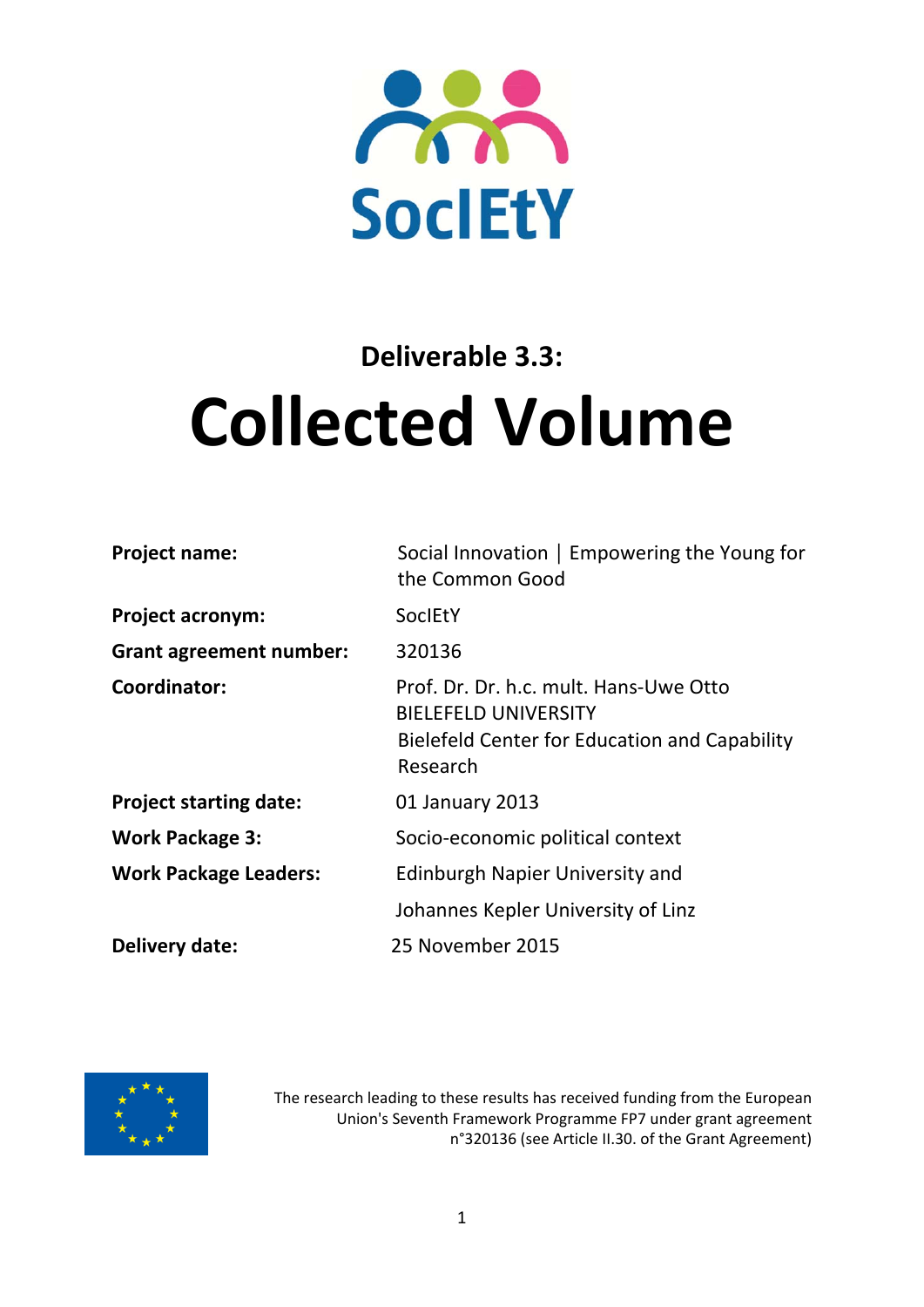SocIEtY

Deliverable 3.3:

# Collected Volume

| | |
|---|---|
| **Project name:** | Social Innovation \| Empowering the Young for the Common Good |
| **Project acronym:** | SocIEtY |
| **Grant agreement number:** | 320136 |
| **Coordinator:** | Prof. Dr. Dr. h.c. mult. Hans-Uwe Otto<br>BIELEFELD UNIVERSITY<br>Bielefeld Center for Education and Capability Research |
| **Project starting date:** | 01 January 2013 |
| **Work Package 3:** | Socio-economic political context |
| **Work Package Leaders:** | Edinburgh Napier University and<br>Johannes Kepler University of Linz |
| **Delivery date:** | 25 November 2015 |

The research leading to these results has received funding from the European Union's Seventh Framework Programme FP7 under grant agreement n°320136 (see Article II.30. of the Grant Agreement)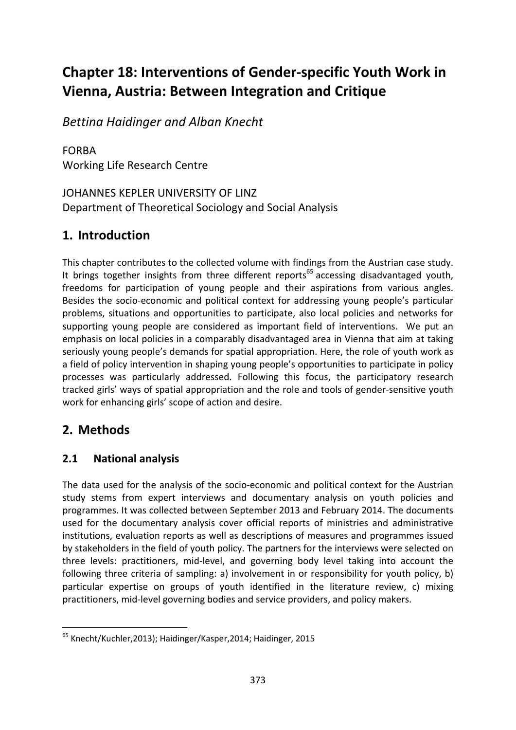# Chapter 18: Interventions of Gender-specific Youth Work in Vienna, Austria: Between Integration and Critique

*Bettina Haidinger and Alban Knecht*

FORBA
Working Life Research Centre

JOHANNES KEPLER UNIVERSITY OF LINZ
Department of Theoretical Sociology and Social Analysis

## 1. Introduction

This chapter contributes to the collected volume with findings from the Austrian case study. It brings together insights from three different reports[65] accessing disadvantaged youth, freedoms for participation of young people and their aspirations from various angles. Besides the socio-economic and political context for addressing young people's particular problems, situations and opportunities to participate, also local policies and networks for supporting young people are considered as important field of interventions. We put an emphasis on local policies in a comparably disadvantaged area in Vienna that aim at taking seriously young people's demands for spatial appropriation. Here, the role of youth work as a field of policy intervention in shaping young people's opportunities to participate in policy processes was particularly addressed. Following this focus, the participatory research tracked girls' ways of spatial appropriation and the role and tools of gender-sensitive youth work for enhancing girls' scope of action and desire.

## 2. Methods

### 2.1 National analysis

The data used for the analysis of the socio-economic and political context for the Austrian study stems from expert interviews and documentary analysis on youth policies and programmes. It was collected between September 2013 and February 2014. The documents used for the documentary analysis cover official reports of ministries and administrative institutions, evaluation reports as well as descriptions of measures and programmes issued by stakeholders in the field of youth policy. The partners for the interviews were selected on three levels: practitioners, mid-level, and governing body level taking into account the following three criteria of sampling: a) involvement in or responsibility for youth policy, b) particular expertise on groups of youth identified in the literature review, c) mixing practitioners, mid-level governing bodies and service providers, and policy makers.

---

[65] Knecht/Kuchler,2013); Haidinger/Kasper,2014; Haidinger, 2015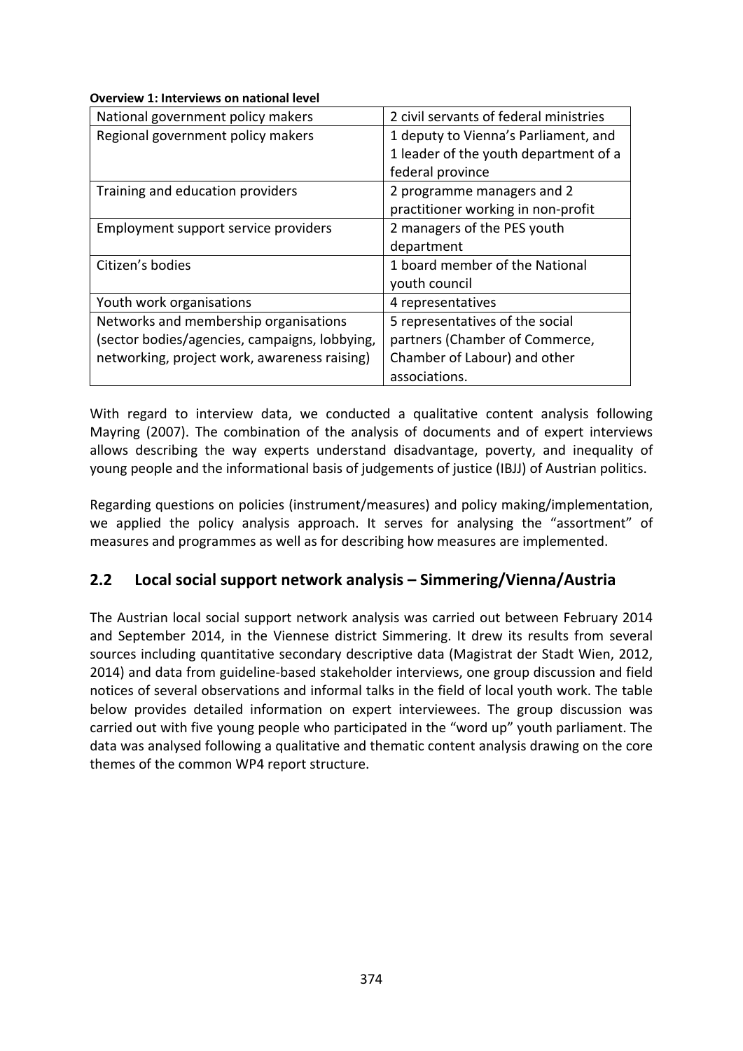**Overview 1: Interviews on national level**

| | |
|---|---|
| National government policy makers | 2 civil servants of federal ministries |
| Regional government policy makers | 1 deputy to Vienna's Parliament, and 1 leader of the youth department of a federal province |
| Training and education providers | 2 programme managers and 2 practitioner working in non-profit |
| Employment support service providers | 2 managers of the PES youth department |
| Citizen's bodies | 1 board member of the National youth council |
| Youth work organisations | 4 representatives |
| Networks and membership organisations (sector bodies/agencies, campaigns, lobbying, networking, project work, awareness raising) | 5 representatives of the social partners (Chamber of Commerce, Chamber of Labour) and other associations. |

With regard to interview data, we conducted a qualitative content analysis following Mayring (2007). The combination of the analysis of documents and of expert interviews allows describing the way experts understand disadvantage, poverty, and inequality of young people and the informational basis of judgements of justice (IBJJ) of Austrian politics.

Regarding questions on policies (instrument/measures) and policy making/implementation, we applied the policy analysis approach. It serves for analysing the "assortment" of measures and programmes as well as for describing how measures are implemented.

## 2.2 Local social support network analysis – Simmering/Vienna/Austria

The Austrian local social support network analysis was carried out between February 2014 and September 2014, in the Viennese district Simmering. It drew its results from several sources including quantitative secondary descriptive data (Magistrat der Stadt Wien, 2012, 2014) and data from guideline-based stakeholder interviews, one group discussion and field notices of several observations and informal talks in the field of local youth work. The table below provides detailed information on expert interviewees. The group discussion was carried out with five young people who participated in the "word up" youth parliament. The data was analysed following a qualitative and thematic content analysis drawing on the core themes of the common WP4 report structure.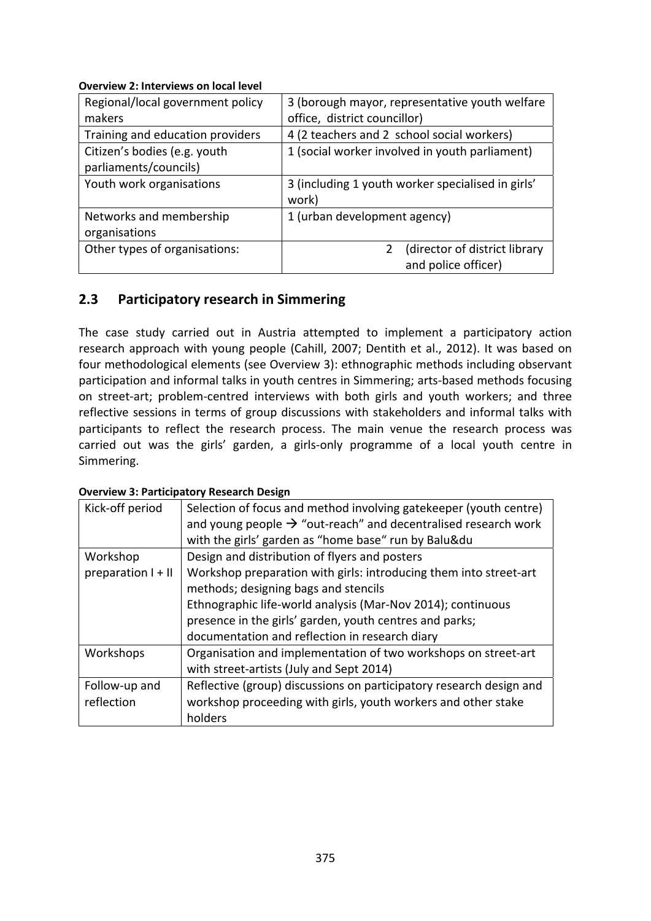**Overview 2: Interviews on local level**

| Regional/local government policy makers | 3 (borough mayor, representative youth welfare office, district councillor) |
|---|---|
| Training and education providers | 4 (2 teachers and 2 school social workers) |
| Citizen's bodies (e.g. youth parliaments/councils) | 1 (social worker involved in youth parliament) |
| Youth work organisations | 3 (including 1 youth worker specialised in girls' work) |
| Networks and membership organisations | 1 (urban development agency) |
| Other types of organisations: | 2 (director of district library and police officer) |

## 2.3 Participatory research in Simmering

The case study carried out in Austria attempted to implement a participatory action research approach with young people (Cahill, 2007; Dentith et al., 2012). It was based on four methodological elements (see Overview 3): ethnographic methods including observant participation and informal talks in youth centres in Simmering; arts-based methods focusing on street-art; problem-centred interviews with both girls and youth workers; and three reflective sessions in terms of group discussions with stakeholders and informal talks with participants to reflect the research process. The main venue the research process was carried out was the girls' garden, a girls-only programme of a local youth centre in Simmering.

**Overview 3: Participatory Research Design**

| Kick-off period | Selection of focus and method involving gatekeeper (youth centre) and young people → "out-reach" and decentralised research work with the girls' garden as "home base" run by Balu&du |
|---|---|
| Workshop preparation I + II | Design and distribution of flyers and posters<br>Workshop preparation with girls: introducing them into street-art methods; designing bags and stencils<br>Ethnographic life-world analysis (Mar-Nov 2014); continuous presence in the girls' garden, youth centres and parks; documentation and reflection in research diary |
| Workshops | Organisation and implementation of two workshops on street-art with street-artists (July and Sept 2014) |
| Follow-up and reflection | Reflective (group) discussions on participatory research design and workshop proceeding with girls, youth workers and other stake holders |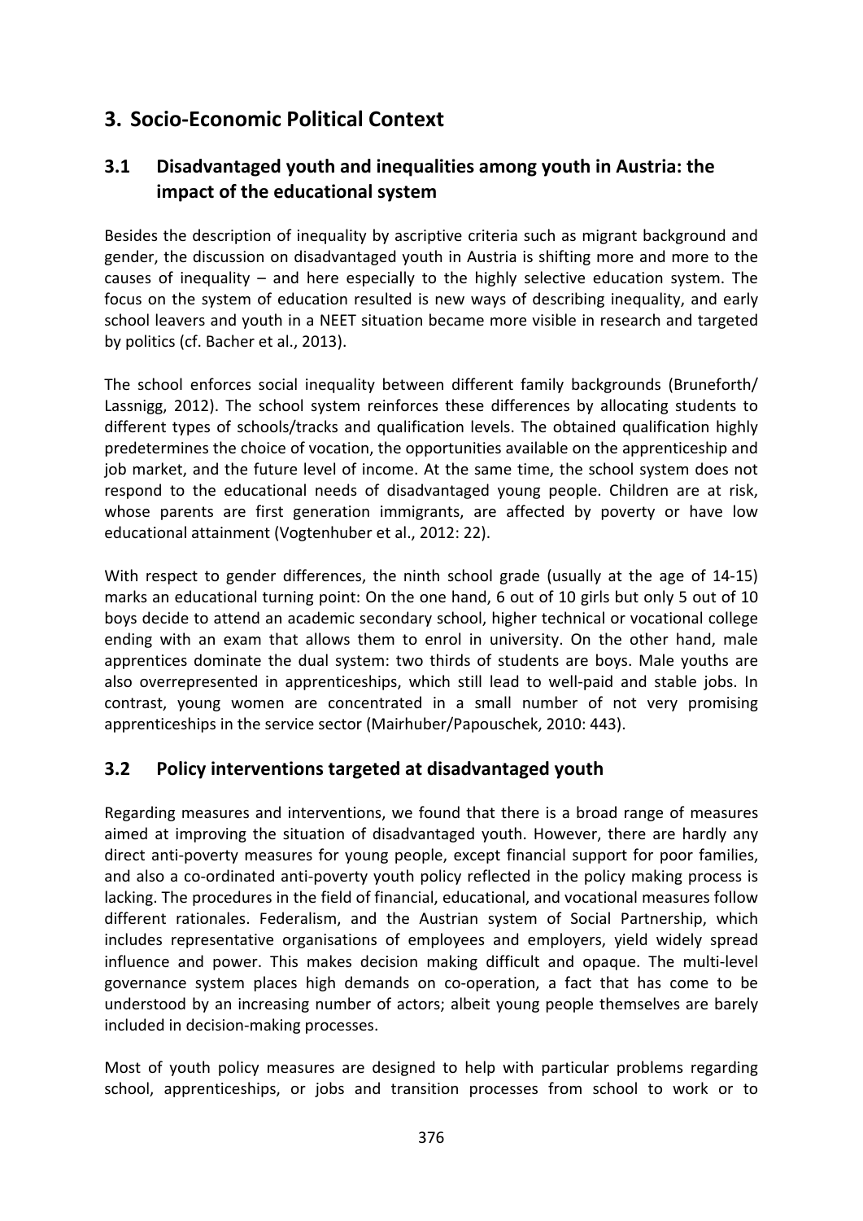## 3. Socio-Economic Political Context

### 3.1 Disadvantaged youth and inequalities among youth in Austria: the impact of the educational system

Besides the description of inequality by ascriptive criteria such as migrant background and gender, the discussion on disadvantaged youth in Austria is shifting more and more to the causes of inequality – and here especially to the highly selective education system. The focus on the system of education resulted is new ways of describing inequality, and early school leavers and youth in a NEET situation became more visible in research and targeted by politics (cf. Bacher et al., 2013).

The school enforces social inequality between different family backgrounds (Bruneforth/ Lassnigg, 2012). The school system reinforces these differences by allocating students to different types of schools/tracks and qualification levels. The obtained qualification highly predetermines the choice of vocation, the opportunities available on the apprenticeship and job market, and the future level of income. At the same time, the school system does not respond to the educational needs of disadvantaged young people. Children are at risk, whose parents are first generation immigrants, are affected by poverty or have low educational attainment (Vogtenhuber et al., 2012: 22).

With respect to gender differences, the ninth school grade (usually at the age of 14-15) marks an educational turning point: On the one hand, 6 out of 10 girls but only 5 out of 10 boys decide to attend an academic secondary school, higher technical or vocational college ending with an exam that allows them to enrol in university. On the other hand, male apprentices dominate the dual system: two thirds of students are boys. Male youths are also overrepresented in apprenticeships, which still lead to well-paid and stable jobs. In contrast, young women are concentrated in a small number of not very promising apprenticeships in the service sector (Mairhuber/Papouschek, 2010: 443).

### 3.2 Policy interventions targeted at disadvantaged youth

Regarding measures and interventions, we found that there is a broad range of measures aimed at improving the situation of disadvantaged youth. However, there are hardly any direct anti-poverty measures for young people, except financial support for poor families, and also a co-ordinated anti-poverty youth policy reflected in the policy making process is lacking. The procedures in the field of financial, educational, and vocational measures follow different rationales. Federalism, and the Austrian system of Social Partnership, which includes representative organisations of employees and employers, yield widely spread influence and power. This makes decision making difficult and opaque. The multi-level governance system places high demands on co-operation, a fact that has come to be understood by an increasing number of actors; albeit young people themselves are barely included in decision-making processes.

Most of youth policy measures are designed to help with particular problems regarding school, apprenticeships, or jobs and transition processes from school to work or to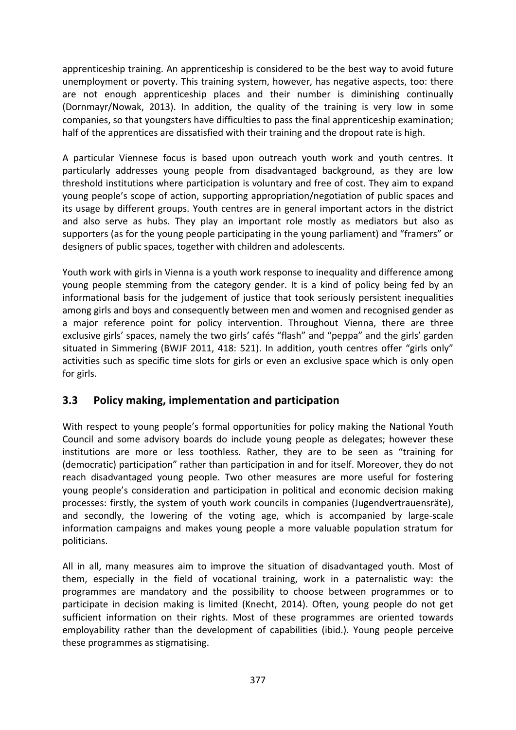apprenticeship training. An apprenticeship is considered to be the best way to avoid future unemployment or poverty. This training system, however, has negative aspects, too: there are not enough apprenticeship places and their number is diminishing continually (Dornmayr/Nowak, 2013). In addition, the quality of the training is very low in some companies, so that youngsters have difficulties to pass the final apprenticeship examination; half of the apprentices are dissatisfied with their training and the dropout rate is high.

A particular Viennese focus is based upon outreach youth work and youth centres. It particularly addresses young people from disadvantaged background, as they are low threshold institutions where participation is voluntary and free of cost. They aim to expand young people's scope of action, supporting appropriation/negotiation of public spaces and its usage by different groups. Youth centres are in general important actors in the district and also serve as hubs. They play an important role mostly as mediators but also as supporters (as for the young people participating in the young parliament) and "framers" or designers of public spaces, together with children and adolescents.

Youth work with girls in Vienna is a youth work response to inequality and difference among young people stemming from the category gender. It is a kind of policy being fed by an informational basis for the judgement of justice that took seriously persistent inequalities among girls and boys and consequently between men and women and recognised gender as a major reference point for policy intervention. Throughout Vienna, there are three exclusive girls' spaces, namely the two girls' cafés "flash" and "peppa" and the girls' garden situated in Simmering (BWJF 2011, 418: 521). In addition, youth centres offer "girls only" activities such as specific time slots for girls or even an exclusive space which is only open for girls.

## 3.3 Policy making, implementation and participation

With respect to young people's formal opportunities for policy making the National Youth Council and some advisory boards do include young people as delegates; however these institutions are more or less toothless. Rather, they are to be seen as "training for (democratic) participation" rather than participation in and for itself. Moreover, they do not reach disadvantaged young people. Two other measures are more useful for fostering young people's consideration and participation in political and economic decision making processes: firstly, the system of youth work councils in companies (Jugendvertrauensräte), and secondly, the lowering of the voting age, which is accompanied by large-scale information campaigns and makes young people a more valuable population stratum for politicians.

All in all, many measures aim to improve the situation of disadvantaged youth. Most of them, especially in the field of vocational training, work in a paternalistic way: the programmes are mandatory and the possibility to choose between programmes or to participate in decision making is limited (Knecht, 2014). Often, young people do not get sufficient information on their rights. Most of these programmes are oriented towards employability rather than the development of capabilities (ibid.). Young people perceive these programmes as stigmatising.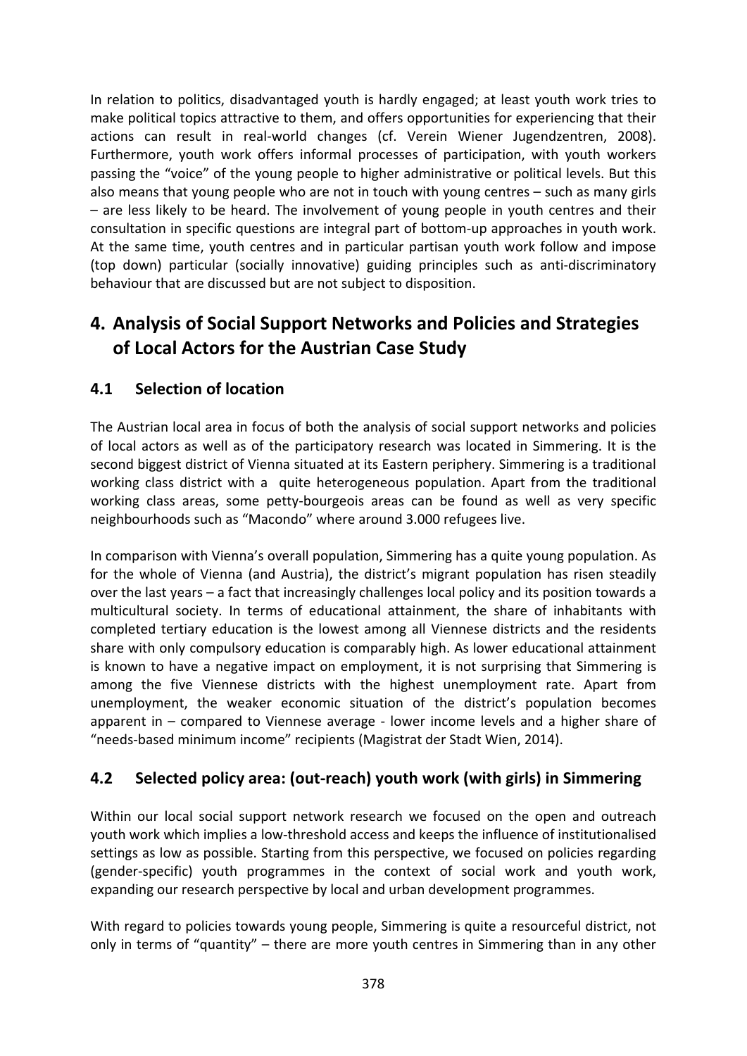In relation to politics, disadvantaged youth is hardly engaged; at least youth work tries to make political topics attractive to them, and offers opportunities for experiencing that their actions can result in real-world changes (cf. Verein Wiener Jugendzentren, 2008). Furthermore, youth work offers informal processes of participation, with youth workers passing the "voice" of the young people to higher administrative or political levels. But this also means that young people who are not in touch with young centres – such as many girls – are less likely to be heard. The involvement of young people in youth centres and their consultation in specific questions are integral part of bottom-up approaches in youth work. At the same time, youth centres and in particular partisan youth work follow and impose (top down) particular (socially innovative) guiding principles such as anti-discriminatory behaviour that are discussed but are not subject to disposition.

# 4. Analysis of Social Support Networks and Policies and Strategies of Local Actors for the Austrian Case Study

## 4.1 Selection of location

The Austrian local area in focus of both the analysis of social support networks and policies of local actors as well as of the participatory research was located in Simmering. It is the second biggest district of Vienna situated at its Eastern periphery. Simmering is a traditional working class district with a quite heterogeneous population. Apart from the traditional working class areas, some petty-bourgeois areas can be found as well as very specific neighbourhoods such as "Macondo" where around 3.000 refugees live.

In comparison with Vienna's overall population, Simmering has a quite young population. As for the whole of Vienna (and Austria), the district's migrant population has risen steadily over the last years – a fact that increasingly challenges local policy and its position towards a multicultural society. In terms of educational attainment, the share of inhabitants with completed tertiary education is the lowest among all Viennese districts and the residents share with only compulsory education is comparably high. As lower educational attainment is known to have a negative impact on employment, it is not surprising that Simmering is among the five Viennese districts with the highest unemployment rate. Apart from unemployment, the weaker economic situation of the district's population becomes apparent in – compared to Viennese average - lower income levels and a higher share of "needs-based minimum income" recipients (Magistrat der Stadt Wien, 2014).

## 4.2 Selected policy area: (out-reach) youth work (with girls) in Simmering

Within our local social support network research we focused on the open and outreach youth work which implies a low-threshold access and keeps the influence of institutionalised settings as low as possible. Starting from this perspective, we focused on policies regarding (gender-specific) youth programmes in the context of social work and youth work, expanding our research perspective by local and urban development programmes.

With regard to policies towards young people, Simmering is quite a resourceful district, not only in terms of "quantity" – there are more youth centres in Simmering than in any other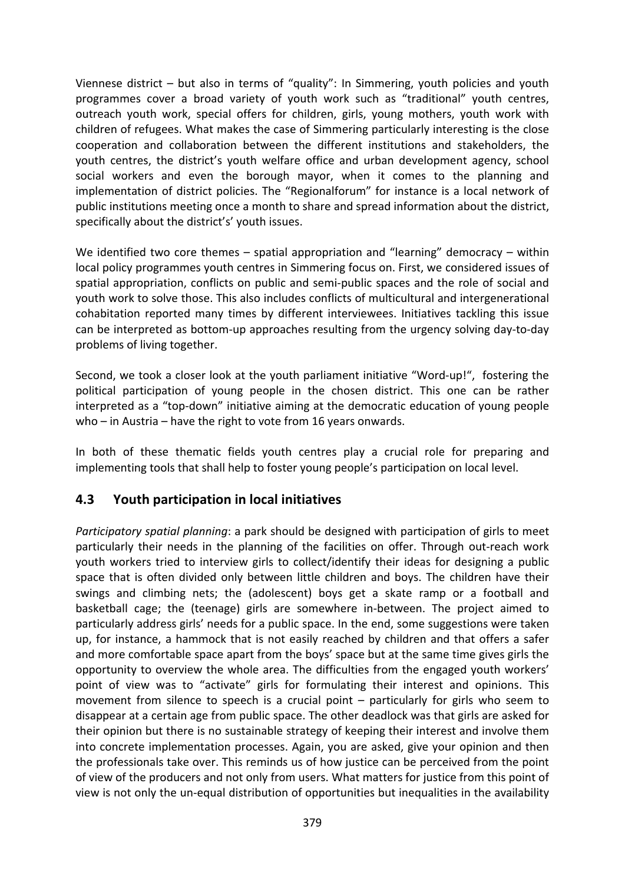Viennese district – but also in terms of "quality": In Simmering, youth policies and youth programmes cover a broad variety of youth work such as "traditional" youth centres, outreach youth work, special offers for children, girls, young mothers, youth work with children of refugees. What makes the case of Simmering particularly interesting is the close cooperation and collaboration between the different institutions and stakeholders, the youth centres, the district's youth welfare office and urban development agency, school social workers and even the borough mayor, when it comes to the planning and implementation of district policies. The "Regionalforum" for instance is a local network of public institutions meeting once a month to share and spread information about the district, specifically about the district's' youth issues.

We identified two core themes – spatial appropriation and "learning" democracy – within local policy programmes youth centres in Simmering focus on. First, we considered issues of spatial appropriation, conflicts on public and semi-public spaces and the role of social and youth work to solve those. This also includes conflicts of multicultural and intergenerational cohabitation reported many times by different interviewees. Initiatives tackling this issue can be interpreted as bottom-up approaches resulting from the urgency solving day-to-day problems of living together.

Second, we took a closer look at the youth parliament initiative "Word-up!", fostering the political participation of young people in the chosen district. This one can be rather interpreted as a "top-down" initiative aiming at the democratic education of young people who – in Austria – have the right to vote from 16 years onwards.

In both of these thematic fields youth centres play a crucial role for preparing and implementing tools that shall help to foster young people's participation on local level.

## 4.3 Youth participation in local initiatives

*Participatory spatial planning*: a park should be designed with participation of girls to meet particularly their needs in the planning of the facilities on offer. Through out-reach work youth workers tried to interview girls to collect/identify their ideas for designing a public space that is often divided only between little children and boys. The children have their swings and climbing nets; the (adolescent) boys get a skate ramp or a football and basketball cage; the (teenage) girls are somewhere in-between. The project aimed to particularly address girls' needs for a public space. In the end, some suggestions were taken up, for instance, a hammock that is not easily reached by children and that offers a safer and more comfortable space apart from the boys' space but at the same time gives girls the opportunity to overview the whole area. The difficulties from the engaged youth workers' point of view was to "activate" girls for formulating their interest and opinions. This movement from silence to speech is a crucial point – particularly for girls who seem to disappear at a certain age from public space. The other deadlock was that girls are asked for their opinion but there is no sustainable strategy of keeping their interest and involve them into concrete implementation processes. Again, you are asked, give your opinion and then the professionals take over. This reminds us of how justice can be perceived from the point of view of the producers and not only from users. What matters for justice from this point of view is not only the un-equal distribution of opportunities but inequalities in the availability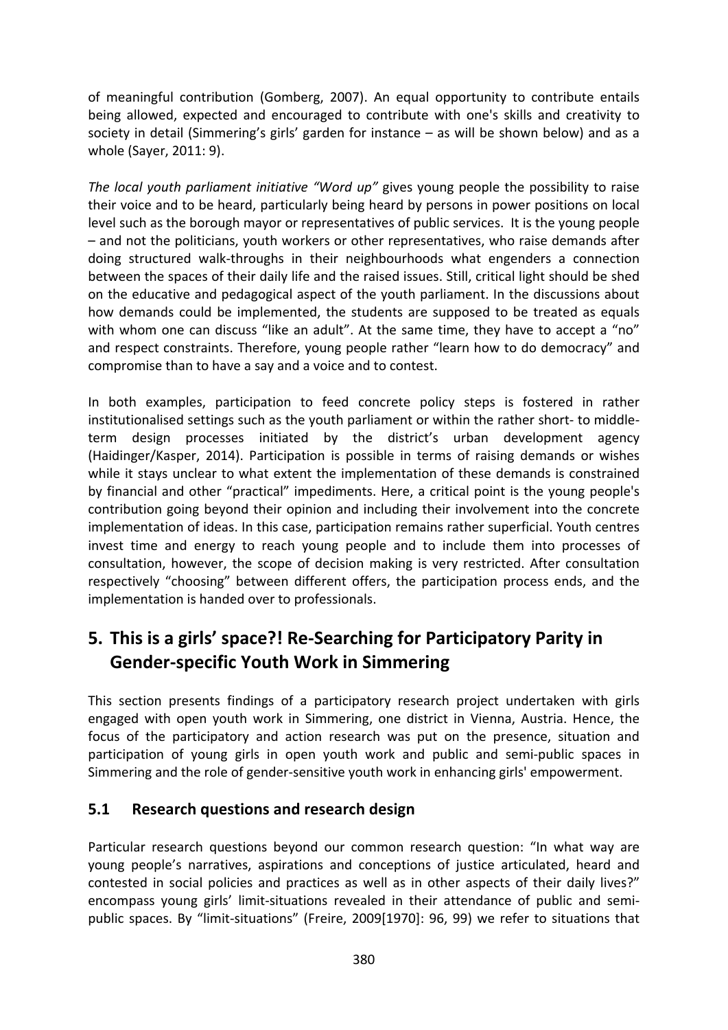of meaningful contribution (Gomberg, 2007). An equal opportunity to contribute entails being allowed, expected and encouraged to contribute with one's skills and creativity to society in detail (Simmering's girls' garden for instance – as will be shown below) and as a whole (Sayer, 2011: 9).

*The local youth parliament initiative "Word up"* gives young people the possibility to raise their voice and to be heard, particularly being heard by persons in power positions on local level such as the borough mayor or representatives of public services. It is the young people – and not the politicians, youth workers or other representatives, who raise demands after doing structured walk-throughs in their neighbourhoods what engenders a connection between the spaces of their daily life and the raised issues. Still, critical light should be shed on the educative and pedagogical aspect of the youth parliament. In the discussions about how demands could be implemented, the students are supposed to be treated as equals with whom one can discuss "like an adult". At the same time, they have to accept a "no" and respect constraints. Therefore, young people rather "learn how to do democracy" and compromise than to have a say and a voice and to contest.

In both examples, participation to feed concrete policy steps is fostered in rather institutionalised settings such as the youth parliament or within the rather short- to middle-term design processes initiated by the district's urban development agency (Haidinger/Kasper, 2014). Participation is possible in terms of raising demands or wishes while it stays unclear to what extent the implementation of these demands is constrained by financial and other "practical" impediments. Here, a critical point is the young people's contribution going beyond their opinion and including their involvement into the concrete implementation of ideas. In this case, participation remains rather superficial. Youth centres invest time and energy to reach young people and to include them into processes of consultation, however, the scope of decision making is very restricted. After consultation respectively "choosing" between different offers, the participation process ends, and the implementation is handed over to professionals.

## 5. This is a girls' space?! Re-Searching for Participatory Parity in Gender-specific Youth Work in Simmering

This section presents findings of a participatory research project undertaken with girls engaged with open youth work in Simmering, one district in Vienna, Austria. Hence, the focus of the participatory and action research was put on the presence, situation and participation of young girls in open youth work and public and semi-public spaces in Simmering and the role of gender-sensitive youth work in enhancing girls' empowerment.

### 5.1 Research questions and research design

Particular research questions beyond our common research question: "In what way are young people's narratives, aspirations and conceptions of justice articulated, heard and contested in social policies and practices as well as in other aspects of their daily lives?" encompass young girls' limit-situations revealed in their attendance of public and semi-public spaces. By "limit-situations" (Freire, 2009[1970]: 96, 99) we refer to situations that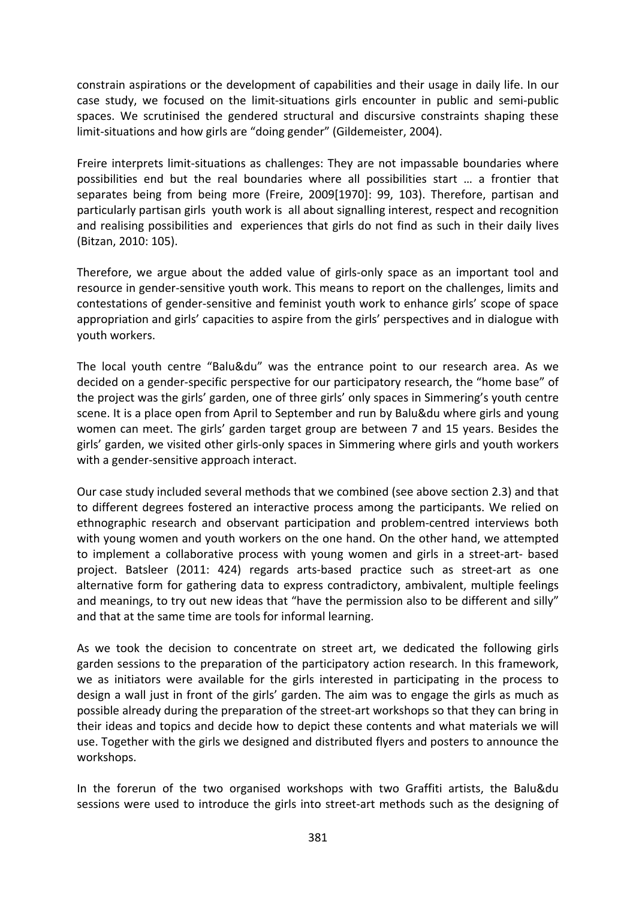constrain aspirations or the development of capabilities and their usage in daily life. In our case study, we focused on the limit-situations girls encounter in public and semi-public spaces. We scrutinised the gendered structural and discursive constraints shaping these limit-situations and how girls are "doing gender" (Gildemeister, 2004).

Freire interprets limit-situations as challenges: They are not impassable boundaries where possibilities end but the real boundaries where all possibilities start … a frontier that separates being from being more (Freire, 2009[1970]: 99, 103). Therefore, partisan and particularly partisan girls youth work is all about signalling interest, respect and recognition and realising possibilities and experiences that girls do not find as such in their daily lives (Bitzan, 2010: 105).

Therefore, we argue about the added value of girls-only space as an important tool and resource in gender-sensitive youth work. This means to report on the challenges, limits and contestations of gender-sensitive and feminist youth work to enhance girls' scope of space appropriation and girls' capacities to aspire from the girls' perspectives and in dialogue with youth workers.

The local youth centre "Balu&du" was the entrance point to our research area. As we decided on a gender-specific perspective for our participatory research, the "home base" of the project was the girls' garden, one of three girls' only spaces in Simmering's youth centre scene. It is a place open from April to September and run by Balu&du where girls and young women can meet. The girls' garden target group are between 7 and 15 years. Besides the girls' garden, we visited other girls-only spaces in Simmering where girls and youth workers with a gender-sensitive approach interact.

Our case study included several methods that we combined (see above section 2.3) and that to different degrees fostered an interactive process among the participants. We relied on ethnographic research and observant participation and problem-centred interviews both with young women and youth workers on the one hand. On the other hand, we attempted to implement a collaborative process with young women and girls in a street-art- based project. Batsleer (2011: 424) regards arts-based practice such as street-art as one alternative form for gathering data to express contradictory, ambivalent, multiple feelings and meanings, to try out new ideas that "have the permission also to be different and silly" and that at the same time are tools for informal learning.

As we took the decision to concentrate on street art, we dedicated the following girls garden sessions to the preparation of the participatory action research. In this framework, we as initiators were available for the girls interested in participating in the process to design a wall just in front of the girls' garden. The aim was to engage the girls as much as possible already during the preparation of the street-art workshops so that they can bring in their ideas and topics and decide how to depict these contents and what materials we will use. Together with the girls we designed and distributed flyers and posters to announce the workshops.

In the forerun of the two organised workshops with two Graffiti artists, the Balu&du sessions were used to introduce the girls into street-art methods such as the designing of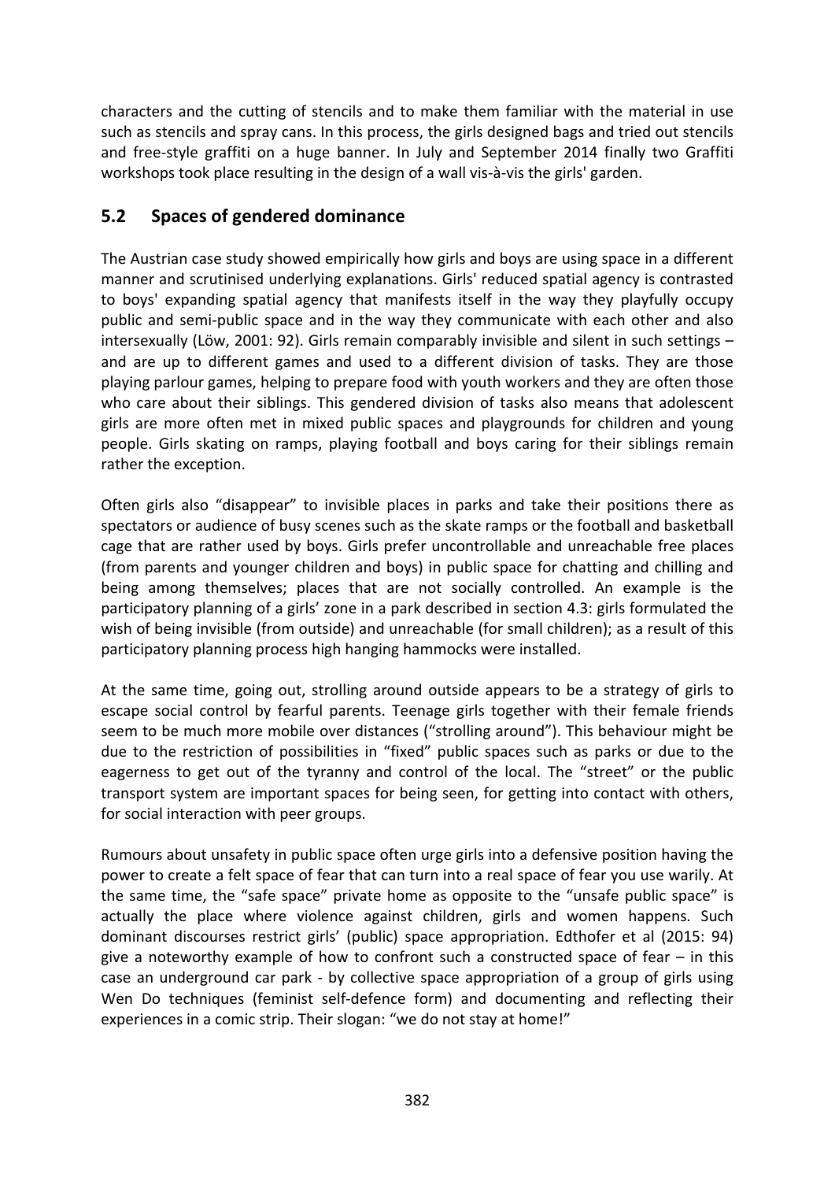characters and the cutting of stencils and to make them familiar with the material in use such as stencils and spray cans. In this process, the girls designed bags and tried out stencils and free-style graffiti on a huge banner. In July and September 2014 finally two Graffiti workshops took place resulting in the design of a wall vis-à-vis the girls' garden.

## 5.2 Spaces of gendered dominance

The Austrian case study showed empirically how girls and boys are using space in a different manner and scrutinised underlying explanations. Girls' reduced spatial agency is contrasted to boys' expanding spatial agency that manifests itself in the way they playfully occupy public and semi-public space and in the way they communicate with each other and also intersexually (Löw, 2001: 92). Girls remain comparably invisible and silent in such settings – and are up to different games and used to a different division of tasks. They are those playing parlour games, helping to prepare food with youth workers and they are often those who care about their siblings. This gendered division of tasks also means that adolescent girls are more often met in mixed public spaces and playgrounds for children and young people. Girls skating on ramps, playing football and boys caring for their siblings remain rather the exception.

Often girls also "disappear" to invisible places in parks and take their positions there as spectators or audience of busy scenes such as the skate ramps or the football and basketball cage that are rather used by boys. Girls prefer uncontrollable and unreachable free places (from parents and younger children and boys) in public space for chatting and chilling and being among themselves; places that are not socially controlled. An example is the participatory planning of a girls' zone in a park described in section 4.3: girls formulated the wish of being invisible (from outside) and unreachable (for small children); as a result of this participatory planning process high hanging hammocks were installed.

At the same time, going out, strolling around outside appears to be a strategy of girls to escape social control by fearful parents. Teenage girls together with their female friends seem to be much more mobile over distances ("strolling around"). This behaviour might be due to the restriction of possibilities in "fixed" public spaces such as parks or due to the eagerness to get out of the tyranny and control of the local. The "street" or the public transport system are important spaces for being seen, for getting into contact with others, for social interaction with peer groups.

Rumours about unsafety in public space often urge girls into a defensive position having the power to create a felt space of fear that can turn into a real space of fear you use warily. At the same time, the "safe space" private home as opposite to the "unsafe public space" is actually the place where violence against children, girls and women happens. Such dominant discourses restrict girls' (public) space appropriation. Edthofer et al (2015: 94) give a noteworthy example of how to confront such a constructed space of fear – in this case an underground car park - by collective space appropriation of a group of girls using Wen Do techniques (feminist self-defence form) and documenting and reflecting their experiences in a comic strip. Their slogan: "we do not stay at home!"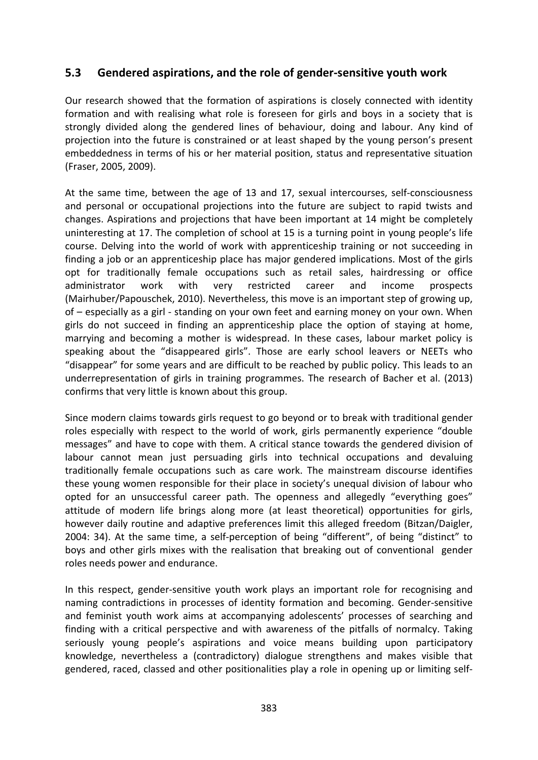## 5.3 Gendered aspirations, and the role of gender-sensitive youth work

Our research showed that the formation of aspirations is closely connected with identity formation and with realising what role is foreseen for girls and boys in a society that is strongly divided along the gendered lines of behaviour, doing and labour. Any kind of projection into the future is constrained or at least shaped by the young person's present embeddedness in terms of his or her material position, status and representative situation (Fraser, 2005, 2009).

At the same time, between the age of 13 and 17, sexual intercourses, self-consciousness and personal or occupational projections into the future are subject to rapid twists and changes. Aspirations and projections that have been important at 14 might be completely uninteresting at 17. The completion of school at 15 is a turning point in young people's life course. Delving into the world of work with apprenticeship training or not succeeding in finding a job or an apprenticeship place has major gendered implications. Most of the girls opt for traditionally female occupations such as retail sales, hairdressing or office administrator work with very restricted career and income prospects (Mairhuber/Papouschek, 2010). Nevertheless, this move is an important step of growing up, of – especially as a girl - standing on your own feet and earning money on your own. When girls do not succeed in finding an apprenticeship place the option of staying at home, marrying and becoming a mother is widespread. In these cases, labour market policy is speaking about the "disappeared girls". Those are early school leavers or NEETs who "disappear" for some years and are difficult to be reached by public policy. This leads to an underrepresentation of girls in training programmes. The research of Bacher et al. (2013) confirms that very little is known about this group.

Since modern claims towards girls request to go beyond or to break with traditional gender roles especially with respect to the world of work, girls permanently experience "double messages" and have to cope with them. A critical stance towards the gendered division of labour cannot mean just persuading girls into technical occupations and devaluing traditionally female occupations such as care work. The mainstream discourse identifies these young women responsible for their place in society's unequal division of labour who opted for an unsuccessful career path. The openness and allegedly "everything goes" attitude of modern life brings along more (at least theoretical) opportunities for girls, however daily routine and adaptive preferences limit this alleged freedom (Bitzan/Daigler, 2004: 34). At the same time, a self-perception of being "different", of being "distinct" to boys and other girls mixes with the realisation that breaking out of conventional gender roles needs power and endurance.

In this respect, gender-sensitive youth work plays an important role for recognising and naming contradictions in processes of identity formation and becoming. Gender-sensitive and feminist youth work aims at accompanying adolescents' processes of searching and finding with a critical perspective and with awareness of the pitfalls of normalcy. Taking seriously young people's aspirations and voice means building upon participatory knowledge, nevertheless a (contradictory) dialogue strengthens and makes visible that gendered, raced, classed and other positionalities play a role in opening up or limiting self-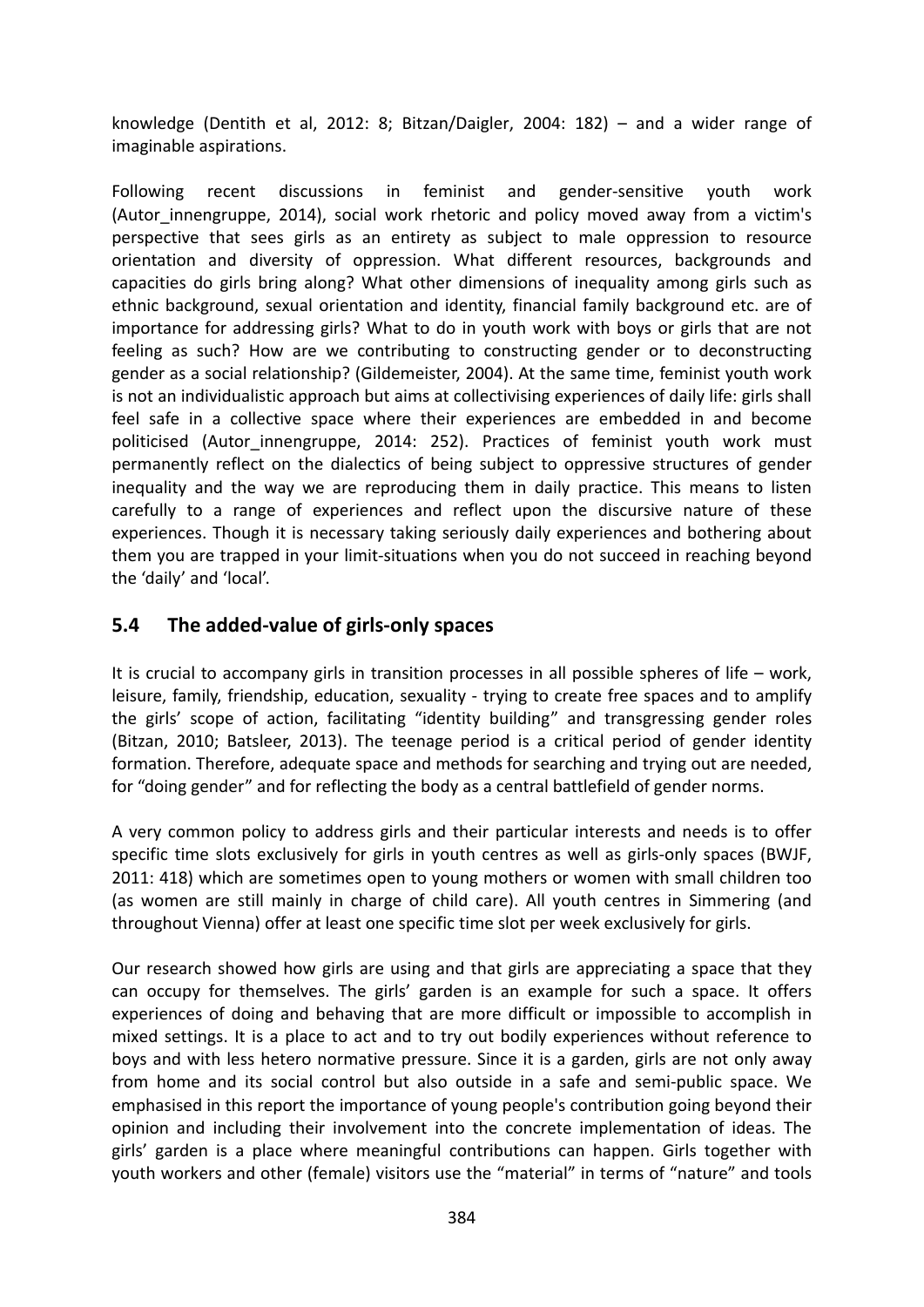knowledge (Dentith et al, 2012: 8; Bitzan/Daigler, 2004: 182) – and a wider range of imaginable aspirations.

Following recent discussions in feminist and gender-sensitive youth work (Autor_innengruppe, 2014), social work rhetoric and policy moved away from a victim's perspective that sees girls as an entirety as subject to male oppression to resource orientation and diversity of oppression. What different resources, backgrounds and capacities do girls bring along? What other dimensions of inequality among girls such as ethnic background, sexual orientation and identity, financial family background etc. are of importance for addressing girls? What to do in youth work with boys or girls that are not feeling as such? How are we contributing to constructing gender or to deconstructing gender as a social relationship? (Gildemeister, 2004). At the same time, feminist youth work is not an individualistic approach but aims at collectivising experiences of daily life: girls shall feel safe in a collective space where their experiences are embedded in and become politicised (Autor_innengruppe, 2014: 252). Practices of feminist youth work must permanently reflect on the dialectics of being subject to oppressive structures of gender inequality and the way we are reproducing them in daily practice. This means to listen carefully to a range of experiences and reflect upon the discursive nature of these experiences. Though it is necessary taking seriously daily experiences and bothering about them you are trapped in your limit-situations when you do not succeed in reaching beyond the 'daily' and 'local'.

## 5.4 The added-value of girls-only spaces

It is crucial to accompany girls in transition processes in all possible spheres of life – work, leisure, family, friendship, education, sexuality - trying to create free spaces and to amplify the girls' scope of action, facilitating "identity building" and transgressing gender roles (Bitzan, 2010; Batsleer, 2013). The teenage period is a critical period of gender identity formation. Therefore, adequate space and methods for searching and trying out are needed, for "doing gender" and for reflecting the body as a central battlefield of gender norms.

A very common policy to address girls and their particular interests and needs is to offer specific time slots exclusively for girls in youth centres as well as girls-only spaces (BWJF, 2011: 418) which are sometimes open to young mothers or women with small children too (as women are still mainly in charge of child care). All youth centres in Simmering (and throughout Vienna) offer at least one specific time slot per week exclusively for girls.

Our research showed how girls are using and that girls are appreciating a space that they can occupy for themselves. The girls' garden is an example for such a space. It offers experiences of doing and behaving that are more difficult or impossible to accomplish in mixed settings. It is a place to act and to try out bodily experiences without reference to boys and with less hetero normative pressure. Since it is a garden, girls are not only away from home and its social control but also outside in a safe and semi-public space. We emphasised in this report the importance of young people's contribution going beyond their opinion and including their involvement into the concrete implementation of ideas. The girls' garden is a place where meaningful contributions can happen. Girls together with youth workers and other (female) visitors use the "material" in terms of "nature" and tools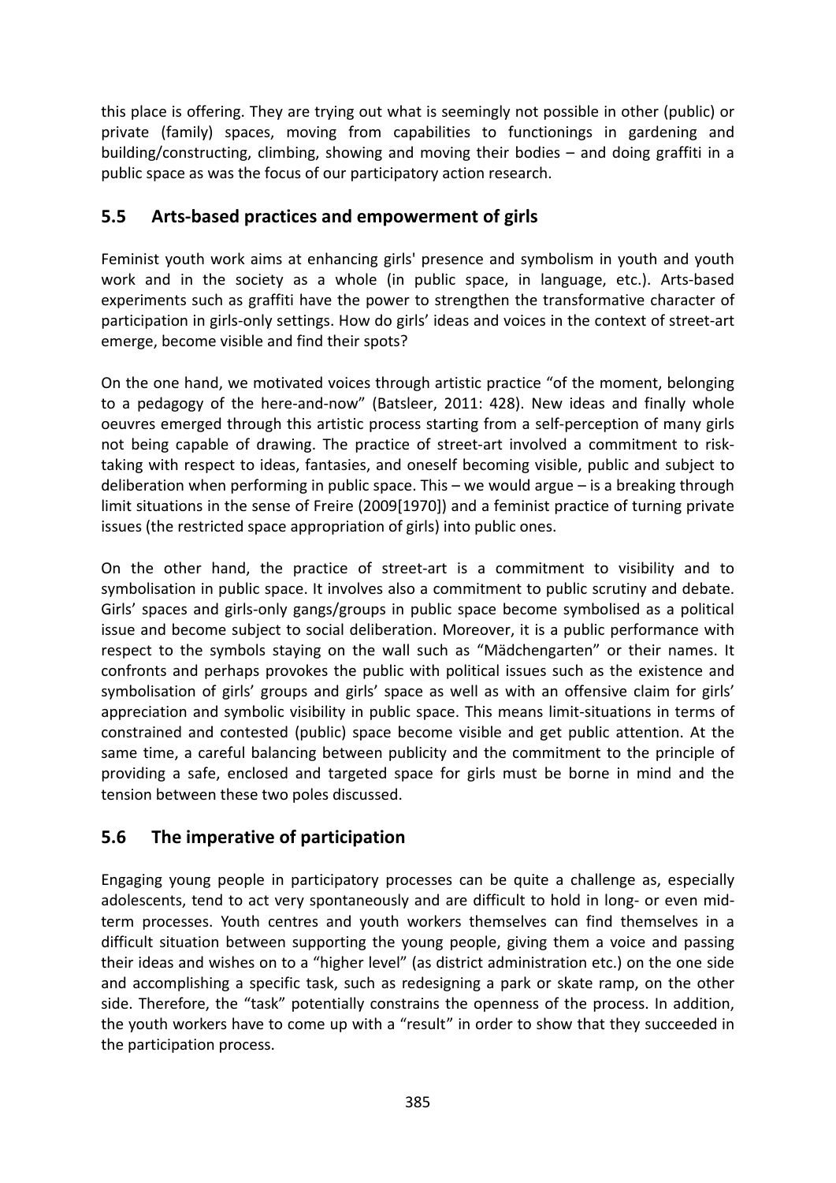this place is offering. They are trying out what is seemingly not possible in other (public) or private (family) spaces, moving from capabilities to functionings in gardening and building/constructing, climbing, showing and moving their bodies – and doing graffiti in a public space as was the focus of our participatory action research.

## 5.5 Arts-based practices and empowerment of girls

Feminist youth work aims at enhancing girls' presence and symbolism in youth and youth work and in the society as a whole (in public space, in language, etc.). Arts-based experiments such as graffiti have the power to strengthen the transformative character of participation in girls-only settings. How do girls' ideas and voices in the context of street-art emerge, become visible and find their spots?

On the one hand, we motivated voices through artistic practice "of the moment, belonging to a pedagogy of the here-and-now" (Batsleer, 2011: 428). New ideas and finally whole oeuvres emerged through this artistic process starting from a self-perception of many girls not being capable of drawing. The practice of street-art involved a commitment to risk-taking with respect to ideas, fantasies, and oneself becoming visible, public and subject to deliberation when performing in public space. This – we would argue – is a breaking through limit situations in the sense of Freire (2009[1970]) and a feminist practice of turning private issues (the restricted space appropriation of girls) into public ones.

On the other hand, the practice of street-art is a commitment to visibility and to symbolisation in public space. It involves also a commitment to public scrutiny and debate. Girls' spaces and girls-only gangs/groups in public space become symbolised as a political issue and become subject to social deliberation. Moreover, it is a public performance with respect to the symbols staying on the wall such as "Mädchengarten" or their names. It confronts and perhaps provokes the public with political issues such as the existence and symbolisation of girls' groups and girls' space as well as with an offensive claim for girls' appreciation and symbolic visibility in public space. This means limit-situations in terms of constrained and contested (public) space become visible and get public attention. At the same time, a careful balancing between publicity and the commitment to the principle of providing a safe, enclosed and targeted space for girls must be borne in mind and the tension between these two poles discussed.

## 5.6 The imperative of participation

Engaging young people in participatory processes can be quite a challenge as, especially adolescents, tend to act very spontaneously and are difficult to hold in long- or even mid-term processes. Youth centres and youth workers themselves can find themselves in a difficult situation between supporting the young people, giving them a voice and passing their ideas and wishes on to a "higher level" (as district administration etc.) on the one side and accomplishing a specific task, such as redesigning a park or skate ramp, on the other side. Therefore, the "task" potentially constrains the openness of the process. In addition, the youth workers have to come up with a "result" in order to show that they succeeded in the participation process.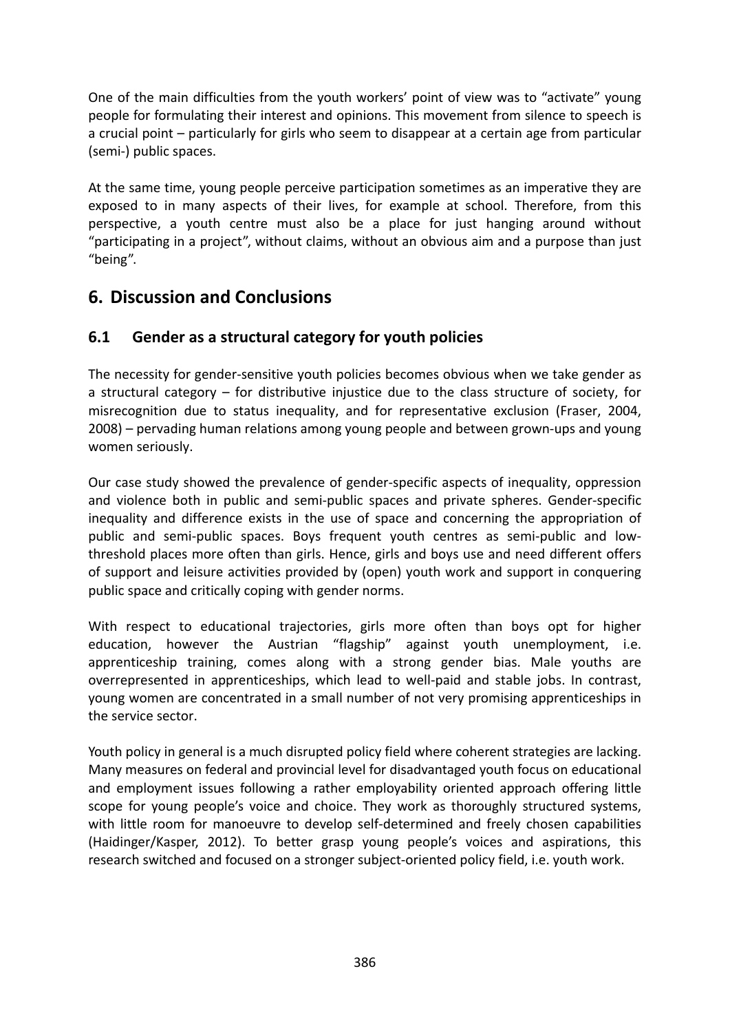One of the main difficulties from the youth workers' point of view was to "activate" young people for formulating their interest and opinions. This movement from silence to speech is a crucial point – particularly for girls who seem to disappear at a certain age from particular (semi-) public spaces.

At the same time, young people perceive participation sometimes as an imperative they are exposed to in many aspects of their lives, for example at school. Therefore, from this perspective, a youth centre must also be a place for just hanging around without "participating in a project", without claims, without an obvious aim and a purpose than just "being".

## 6. Discussion and Conclusions

### 6.1 Gender as a structural category for youth policies

The necessity for gender-sensitive youth policies becomes obvious when we take gender as a structural category – for distributive injustice due to the class structure of society, for misrecognition due to status inequality, and for representative exclusion (Fraser, 2004, 2008) – pervading human relations among young people and between grown-ups and young women seriously.

Our case study showed the prevalence of gender-specific aspects of inequality, oppression and violence both in public and semi-public spaces and private spheres. Gender-specific inequality and difference exists in the use of space and concerning the appropriation of public and semi-public spaces. Boys frequent youth centres as semi-public and low-threshold places more often than girls. Hence, girls and boys use and need different offers of support and leisure activities provided by (open) youth work and support in conquering public space and critically coping with gender norms.

With respect to educational trajectories, girls more often than boys opt for higher education, however the Austrian "flagship" against youth unemployment, i.e. apprenticeship training, comes along with a strong gender bias. Male youths are overrepresented in apprenticeships, which lead to well-paid and stable jobs. In contrast, young women are concentrated in a small number of not very promising apprenticeships in the service sector.

Youth policy in general is a much disrupted policy field where coherent strategies are lacking. Many measures on federal and provincial level for disadvantaged youth focus on educational and employment issues following a rather employability oriented approach offering little scope for young people's voice and choice. They work as thoroughly structured systems, with little room for manoeuvre to develop self-determined and freely chosen capabilities (Haidinger/Kasper, 2012). To better grasp young people's voices and aspirations, this research switched and focused on a stronger subject-oriented policy field, i.e. youth work.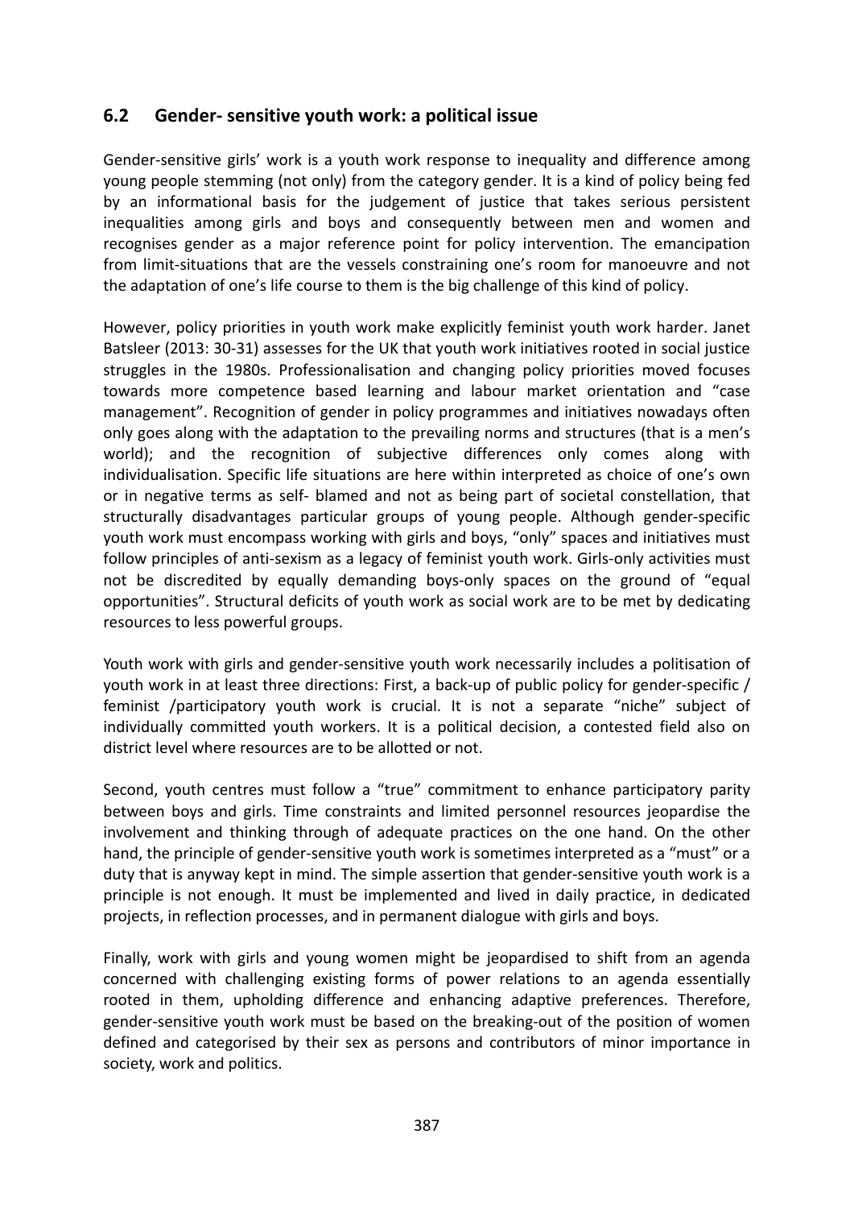## 6.2 Gender- sensitive youth work: a political issue

Gender-sensitive girls' work is a youth work response to inequality and difference among young people stemming (not only) from the category gender. It is a kind of policy being fed by an informational basis for the judgement of justice that takes serious persistent inequalities among girls and boys and consequently between men and women and recognises gender as a major reference point for policy intervention. The emancipation from limit-situations that are the vessels constraining one's room for manoeuvre and not the adaptation of one's life course to them is the big challenge of this kind of policy.

However, policy priorities in youth work make explicitly feminist youth work harder. Janet Batsleer (2013: 30-31) assesses for the UK that youth work initiatives rooted in social justice struggles in the 1980s. Professionalisation and changing policy priorities moved focuses towards more competence based learning and labour market orientation and "case management". Recognition of gender in policy programmes and initiatives nowadays often only goes along with the adaptation to the prevailing norms and structures (that is a men's world); and the recognition of subjective differences only comes along with individualisation. Specific life situations are here within interpreted as choice of one's own or in negative terms as self- blamed and not as being part of societal constellation, that structurally disadvantages particular groups of young people. Although gender-specific youth work must encompass working with girls and boys, "only" spaces and initiatives must follow principles of anti-sexism as a legacy of feminist youth work. Girls-only activities must not be discredited by equally demanding boys-only spaces on the ground of "equal opportunities". Structural deficits of youth work as social work are to be met by dedicating resources to less powerful groups.

Youth work with girls and gender-sensitive youth work necessarily includes a politisation of youth work in at least three directions: First, a back-up of public policy for gender-specific / feminist /participatory youth work is crucial. It is not a separate "niche" subject of individually committed youth workers. It is a political decision, a contested field also on district level where resources are to be allotted or not.

Second, youth centres must follow a "true" commitment to enhance participatory parity between boys and girls. Time constraints and limited personnel resources jeopardise the involvement and thinking through of adequate practices on the one hand. On the other hand, the principle of gender-sensitive youth work is sometimes interpreted as a "must" or a duty that is anyway kept in mind. The simple assertion that gender-sensitive youth work is a principle is not enough. It must be implemented and lived in daily practice, in dedicated projects, in reflection processes, and in permanent dialogue with girls and boys.

Finally, work with girls and young women might be jeopardised to shift from an agenda concerned with challenging existing forms of power relations to an agenda essentially rooted in them, upholding difference and enhancing adaptive preferences. Therefore, gender-sensitive youth work must be based on the breaking-out of the position of women defined and categorised by their sex as persons and contributors of minor importance in society, work and politics.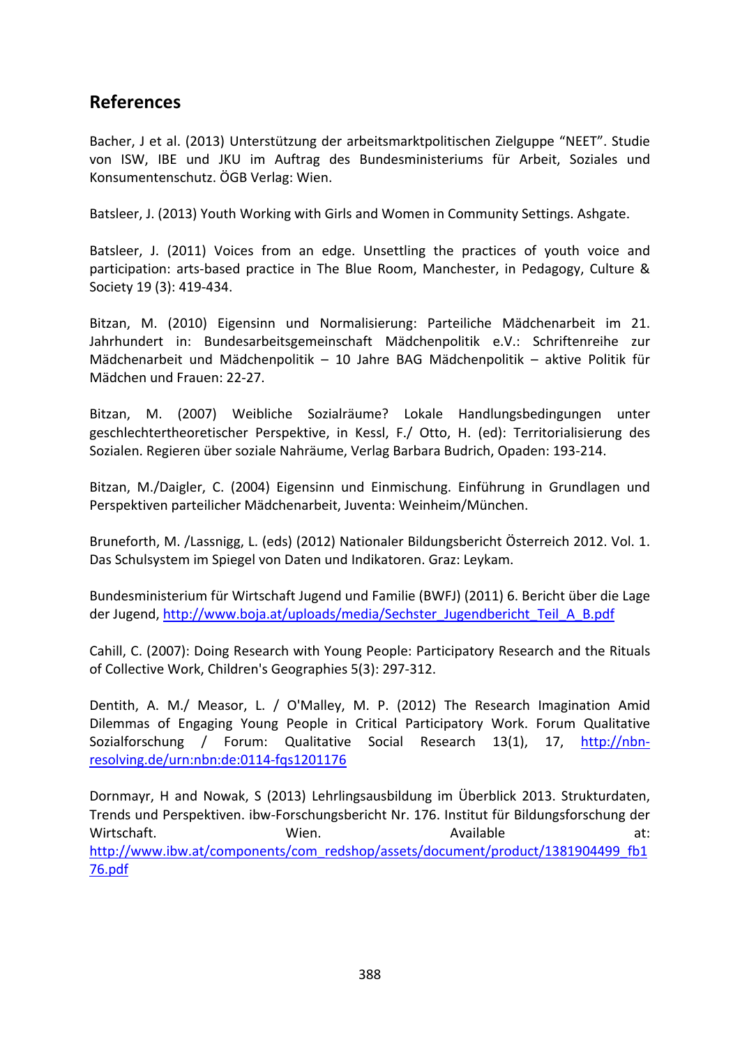## References

Bacher, J et al. (2013) Unterstützung der arbeitsmarktpolitischen Zielguppe "NEET". Studie von ISW, IBE und JKU im Auftrag des Bundesministeriums für Arbeit, Soziales und Konsumentenschutz. ÖGB Verlag: Wien.

Batsleer, J. (2013) Youth Working with Girls and Women in Community Settings. Ashgate.

Batsleer, J. (2011) Voices from an edge. Unsettling the practices of youth voice and participation: arts-based practice in The Blue Room, Manchester, in Pedagogy, Culture & Society 19 (3): 419-434.

Bitzan, M. (2010) Eigensinn und Normalisierung: Parteiliche Mädchenarbeit im 21. Jahrhundert in: Bundesarbeitsgemeinschaft Mädchenpolitik e.V.: Schriftenreihe zur Mädchenarbeit und Mädchenpolitik – 10 Jahre BAG Mädchenpolitik – aktive Politik für Mädchen und Frauen: 22-27.

Bitzan, M. (2007) Weibliche Sozialräume? Lokale Handlungsbedingungen unter geschlechtertheoretischer Perspektive, in Kessl, F./ Otto, H. (ed): Territorialisierung des Sozialen. Regieren über soziale Nahräume, Verlag Barbara Budrich, Opaden: 193-214.

Bitzan, M./Daigler, C. (2004) Eigensinn und Einmischung. Einführung in Grundlagen und Perspektiven parteilicher Mädchenarbeit, Juventa: Weinheim/München.

Bruneforth, M. /Lassnigg, L. (eds) (2012) Nationaler Bildungsbericht Österreich 2012. Vol. 1. Das Schulsystem im Spiegel von Daten und Indikatoren. Graz: Leykam.

Bundesministerium für Wirtschaft Jugend und Familie (BWFJ) (2011) 6. Bericht über die Lage der Jugend, http://www.boja.at/uploads/media/Sechster_Jugendbericht_Teil_A_B.pdf

Cahill, C. (2007): Doing Research with Young People: Participatory Research and the Rituals of Collective Work, Children's Geographies 5(3): 297-312.

Dentith, A. M./ Measor, L. / O'Malley, M. P. (2012) The Research Imagination Amid Dilemmas of Engaging Young People in Critical Participatory Work. Forum Qualitative Sozialforschung / Forum: Qualitative Social Research 13(1), 17, http://nbn-resolving.de/urn:nbn:de:0114-fqs1201176

Dornmayr, H and Nowak, S (2013) Lehrlingsausbildung im Überblick 2013. Strukturdaten, Trends und Perspektiven. ibw-Forschungsbericht Nr. 176. Institut für Bildungsforschung der Wirtschaft. Wien. Available at: http://www.ibw.at/components/com_redshop/assets/document/product/1381904499_fb176.pdf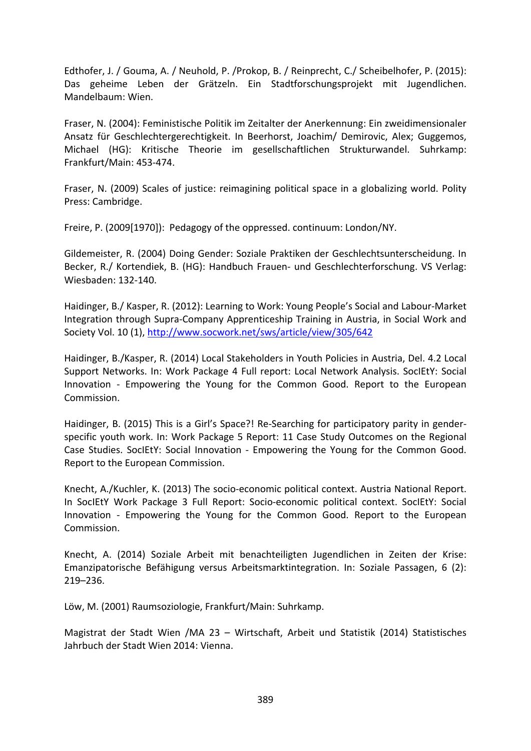Edthofer, J. / Gouma, A. / Neuhold, P. /Prokop, B. / Reinprecht, C./ Scheibelhofer, P. (2015): Das geheime Leben der Grätzeln. Ein Stadtforschungsprojekt mit Jugendlichen. Mandelbaum: Wien.

Fraser, N. (2004): Feministische Politik im Zeitalter der Anerkennung: Ein zweidimensionaler Ansatz für Geschlechtergerechtigkeit. In Beerhorst, Joachim/ Demirovic, Alex; Guggemos, Michael (HG): Kritische Theorie im gesellschaftlichen Strukturwandel. Suhrkamp: Frankfurt/Main: 453-474.

Fraser, N. (2009) Scales of justice: reimagining political space in a globalizing world. Polity Press: Cambridge.

Freire, P. (2009[1970]): Pedagogy of the oppressed. continuum: London/NY.

Gildemeister, R. (2004) Doing Gender: Soziale Praktiken der Geschlechtsunterscheidung. In Becker, R./ Kortendiek, B. (HG): Handbuch Frauen- und Geschlechterforschung. VS Verlag: Wiesbaden: 132-140.

Haidinger, B./ Kasper, R. (2012): Learning to Work: Young People's Social and Labour-Market Integration through Supra-Company Apprenticeship Training in Austria, in Social Work and Society Vol. 10 (1), http://www.socwork.net/sws/article/view/305/642

Haidinger, B./Kasper, R. (2014) Local Stakeholders in Youth Policies in Austria, Del. 4.2 Local Support Networks. In: Work Package 4 Full report: Local Network Analysis. SocIEtY: Social Innovation - Empowering the Young for the Common Good. Report to the European Commission.

Haidinger, B. (2015) This is a Girl's Space?! Re-Searching for participatory parity in gender-specific youth work. In: Work Package 5 Report: 11 Case Study Outcomes on the Regional Case Studies. SocIEtY: Social Innovation - Empowering the Young for the Common Good. Report to the European Commission.

Knecht, A./Kuchler, K. (2013) The socio-economic political context. Austria National Report. In SocIEtY Work Package 3 Full Report: Socio-economic political context. SocIEtY: Social Innovation - Empowering the Young for the Common Good. Report to the European Commission.

Knecht, A. (2014) Soziale Arbeit mit benachteiligten Jugendlichen in Zeiten der Krise: Emanzipatorische Befähigung versus Arbeitsmarktintegration. In: Soziale Passagen, 6 (2): 219–236.

Löw, M. (2001) Raumsoziologie, Frankfurt/Main: Suhrkamp.

Magistrat der Stadt Wien /MA 23 – Wirtschaft, Arbeit und Statistik (2014) Statistisches Jahrbuch der Stadt Wien 2014: Vienna.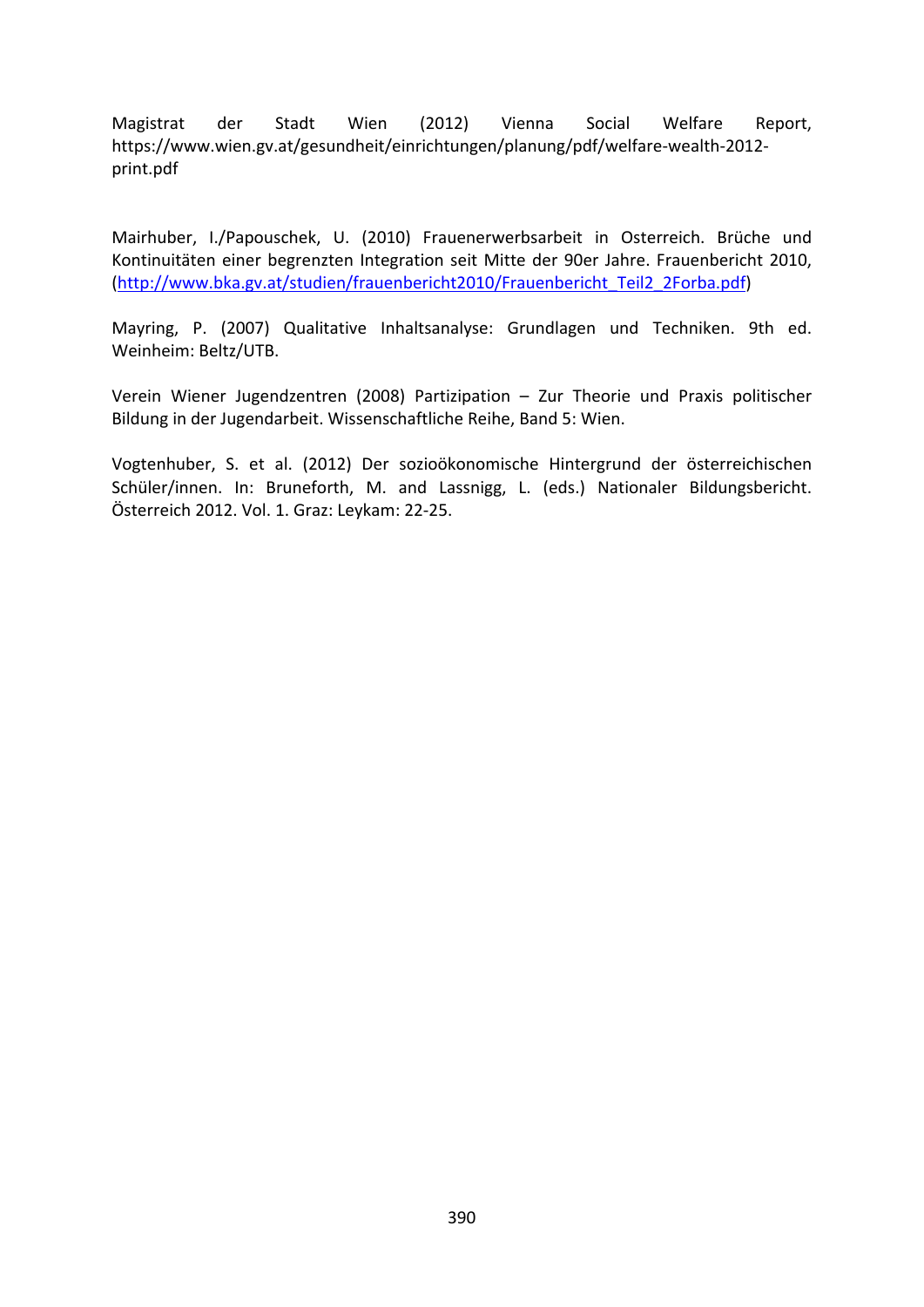Magistrat der Stadt Wien (2012) Vienna Social Welfare Report, https://www.wien.gv.at/gesundheit/einrichtungen/planung/pdf/welfare-wealth-2012-print.pdf

Mairhuber, I./Papouschek, U. (2010) Frauenerwerbsarbeit in Osterreich. Brüche und Kontinuitäten einer begrenzten Integration seit Mitte der 90er Jahre. Frauenbericht 2010, (http://www.bka.gv.at/studien/frauenbericht2010/Frauenbericht_Teil2_2Forba.pdf)

Mayring, P. (2007) Qualitative Inhaltsanalyse: Grundlagen und Techniken. 9th ed. Weinheim: Beltz/UTB.

Verein Wiener Jugendzentren (2008) Partizipation – Zur Theorie und Praxis politischer Bildung in der Jugendarbeit. Wissenschaftliche Reihe, Band 5: Wien.

Vogtenhuber, S. et al. (2012) Der sozioökonomische Hintergrund der österreichischen Schüler/innen. In: Bruneforth, M. and Lassnigg, L. (eds.) Nationaler Bildungsbericht. Österreich 2012. Vol. 1. Graz: Leykam: 22-25.